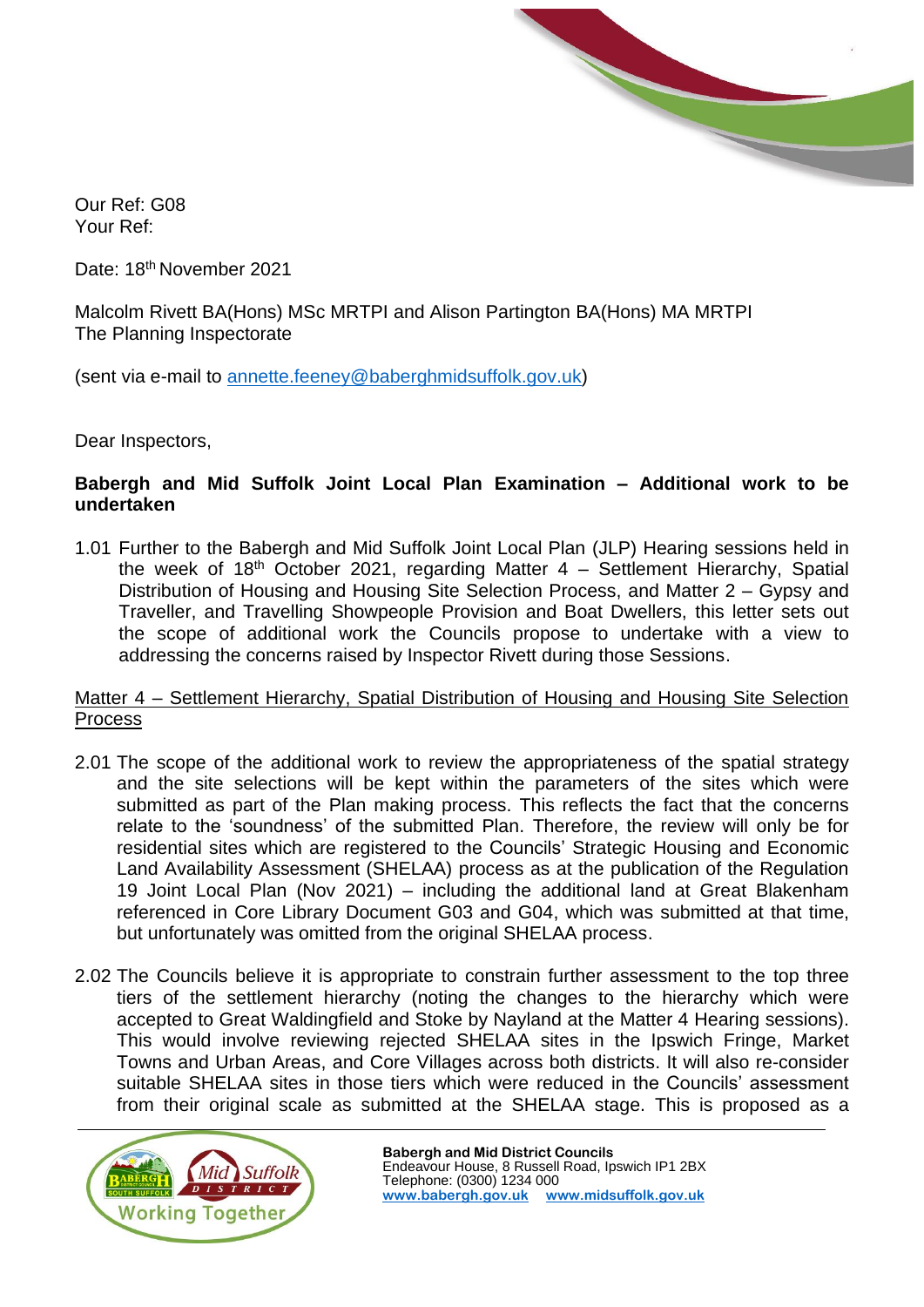Our Ref: G08
Your Ref:

Date: 18th November 2021

Malcolm Rivett BA(Hons) MSc MRTPI and Alison Partington BA(Hons) MA MRTPI
The Planning Inspectorate

(sent via e-mail to annette.feeney@baberghmidsuffolk.gov.uk)

Dear Inspectors,

**Babergh and Mid Suffolk Joint Local Plan Examination – Additional work to be undertaken**

1.01 Further to the Babergh and Mid Suffolk Joint Local Plan (JLP) Hearing sessions held in the week of 18th October 2021, regarding Matter 4 – Settlement Hierarchy, Spatial Distribution of Housing and Housing Site Selection Process, and Matter 2 – Gypsy and Traveller, and Travelling Showpeople Provision and Boat Dwellers, this letter sets out the scope of additional work the Councils propose to undertake with a view to addressing the concerns raised by Inspector Rivett during those Sessions.

Matter 4 – Settlement Hierarchy, Spatial Distribution of Housing and Housing Site Selection Process

2.01 The scope of the additional work to review the appropriateness of the spatial strategy and the site selections will be kept within the parameters of the sites which were submitted as part of the Plan making process. This reflects the fact that the concerns relate to the 'soundness' of the submitted Plan. Therefore, the review will only be for residential sites which are registered to the Councils' Strategic Housing and Economic Land Availability Assessment (SHELAA) process as at the publication of the Regulation 19 Joint Local Plan (Nov 2021) – including the additional land at Great Blakenham referenced in Core Library Document G03 and G04, which was submitted at that time, but unfortunately was omitted from the original SHELAA process.

2.02 The Councils believe it is appropriate to constrain further assessment to the top three tiers of the settlement hierarchy (noting the changes to the hierarchy which were accepted to Great Waldingfield and Stoke by Nayland at the Matter 4 Hearing sessions). This would involve reviewing rejected SHELAA sites in the Ipswich Fringe, Market Towns and Urban Areas, and Core Villages across both districts. It will also re-consider suitable SHELAA sites in those tiers which were reduced in the Councils' assessment from their original scale as submitted at the SHELAA stage. This is proposed as a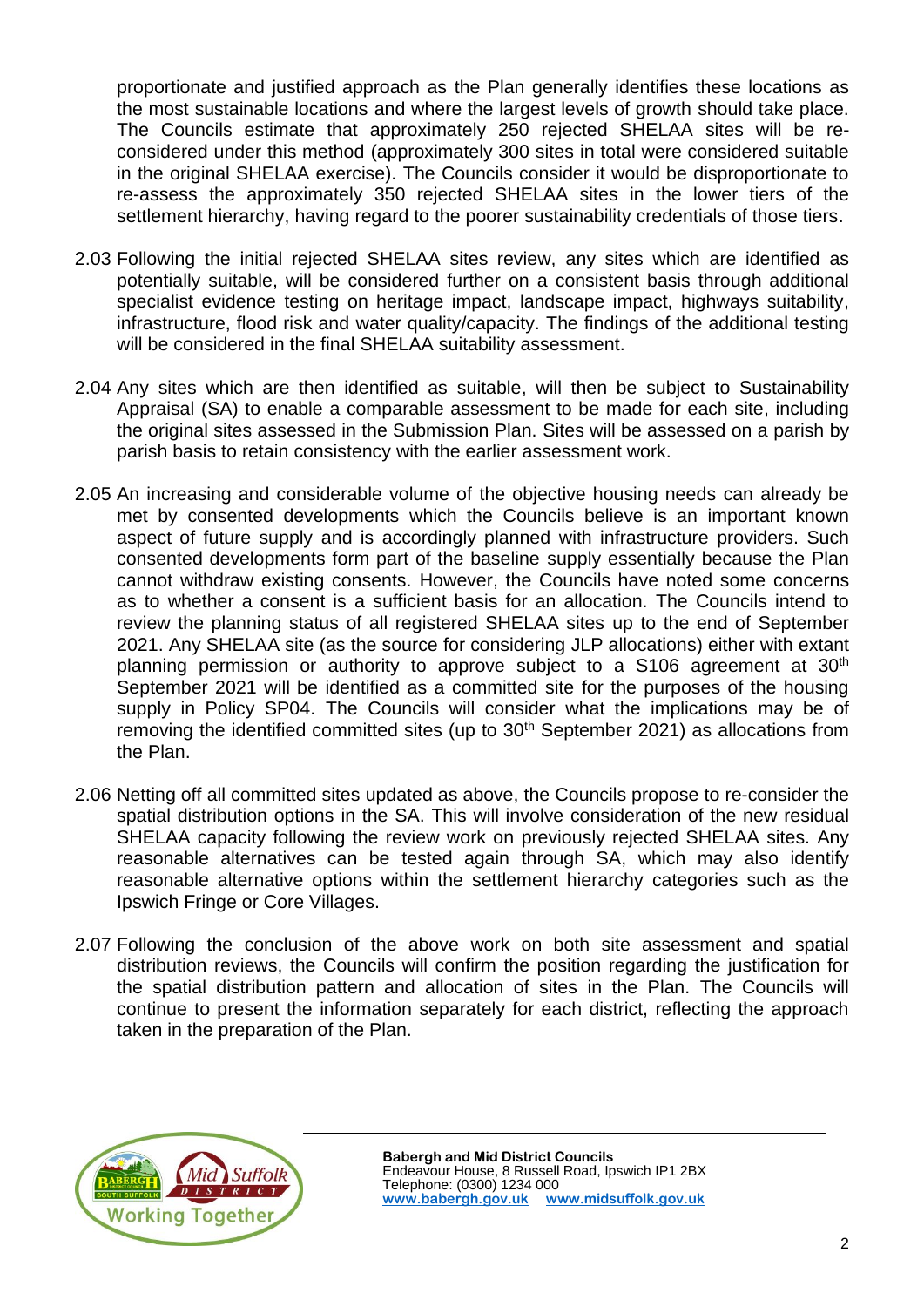proportionate and justified approach as the Plan generally identifies these locations as the most sustainable locations and where the largest levels of growth should take place. The Councils estimate that approximately 250 rejected SHELAA sites will be re-considered under this method (approximately 300 sites in total were considered suitable in the original SHELAA exercise). The Councils consider it would be disproportionate to re-assess the approximately 350 rejected SHELAA sites in the lower tiers of the settlement hierarchy, having regard to the poorer sustainability credentials of those tiers.

2.03 Following the initial rejected SHELAA sites review, any sites which are identified as potentially suitable, will be considered further on a consistent basis through additional specialist evidence testing on heritage impact, landscape impact, highways suitability, infrastructure, flood risk and water quality/capacity. The findings of the additional testing will be considered in the final SHELAA suitability assessment.

2.04 Any sites which are then identified as suitable, will then be subject to Sustainability Appraisal (SA) to enable a comparable assessment to be made for each site, including the original sites assessed in the Submission Plan. Sites will be assessed on a parish by parish basis to retain consistency with the earlier assessment work.

2.05 An increasing and considerable volume of the objective housing needs can already be met by consented developments which the Councils believe is an important known aspect of future supply and is accordingly planned with infrastructure providers. Such consented developments form part of the baseline supply essentially because the Plan cannot withdraw existing consents. However, the Councils have noted some concerns as to whether a consent is a sufficient basis for an allocation. The Councils intend to review the planning status of all registered SHELAA sites up to the end of September 2021. Any SHELAA site (as the source for considering JLP allocations) either with extant planning permission or authority to approve subject to a S106 agreement at 30th September 2021 will be identified as a committed site for the purposes of the housing supply in Policy SP04. The Councils will consider what the implications may be of removing the identified committed sites (up to 30th September 2021) as allocations from the Plan.

2.06 Netting off all committed sites updated as above, the Councils propose to re-consider the spatial distribution options in the SA. This will involve consideration of the new residual SHELAA capacity following the review work on previously rejected SHELAA sites. Any reasonable alternatives can be tested again through SA, which may also identify reasonable alternative options within the settlement hierarchy categories such as the Ipswich Fringe or Core Villages.

2.07 Following the conclusion of the above work on both site assessment and spatial distribution reviews, the Councils will confirm the position regarding the justification for the spatial distribution pattern and allocation of sites in the Plan. The Councils will continue to present the information separately for each district, reflecting the approach taken in the preparation of the Plan.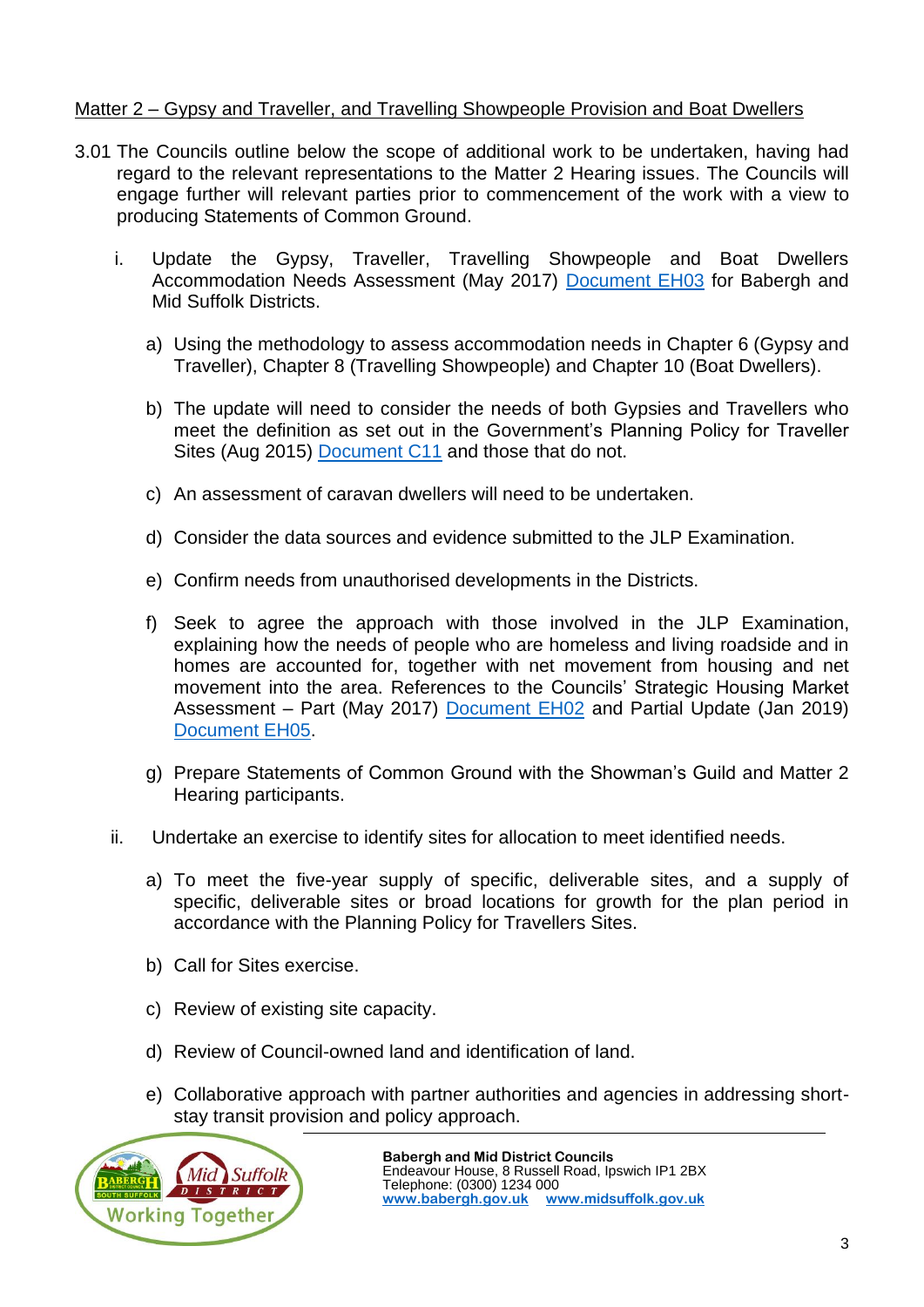Matter 2 – Gypsy and Traveller, and Travelling Showpeople Provision and Boat Dwellers

3.01 The Councils outline below the scope of additional work to be undertaken, having had regard to the relevant representations to the Matter 2 Hearing issues. The Councils will engage further will relevant parties prior to commencement of the work with a view to producing Statements of Common Ground.

i. Update the Gypsy, Traveller, Travelling Showpeople and Boat Dwellers Accommodation Needs Assessment (May 2017) [Document EH03] for Babergh and Mid Suffolk Districts.

   a) Using the methodology to assess accommodation needs in Chapter 6 (Gypsy and Traveller), Chapter 8 (Travelling Showpeople) and Chapter 10 (Boat Dwellers).

   b) The update will need to consider the needs of both Gypsies and Travellers who meet the definition as set out in the Government's Planning Policy for Traveller Sites (Aug 2015) [Document C11] and those that do not.

   c) An assessment of caravan dwellers will need to be undertaken.

   d) Consider the data sources and evidence submitted to the JLP Examination.

   e) Confirm needs from unauthorised developments in the Districts.

   f) Seek to agree the approach with those involved in the JLP Examination, explaining how the needs of people who are homeless and living roadside and in homes are accounted for, together with net movement from housing and net movement into the area. References to the Councils' Strategic Housing Market Assessment – Part (May 2017) [Document EH02] and Partial Update (Jan 2019) [Document EH05].

   g) Prepare Statements of Common Ground with the Showman's Guild and Matter 2 Hearing participants.

ii. Undertake an exercise to identify sites for allocation to meet identified needs.

   a) To meet the five-year supply of specific, deliverable sites, and a supply of specific, deliverable sites or broad locations for growth for the plan period in accordance with the Planning Policy for Travellers Sites.

   b) Call for Sites exercise.

   c) Review of existing site capacity.

   d) Review of Council-owned land and identification of land.

   e) Collaborative approach with partner authorities and agencies in addressing short-stay transit provision and policy approach.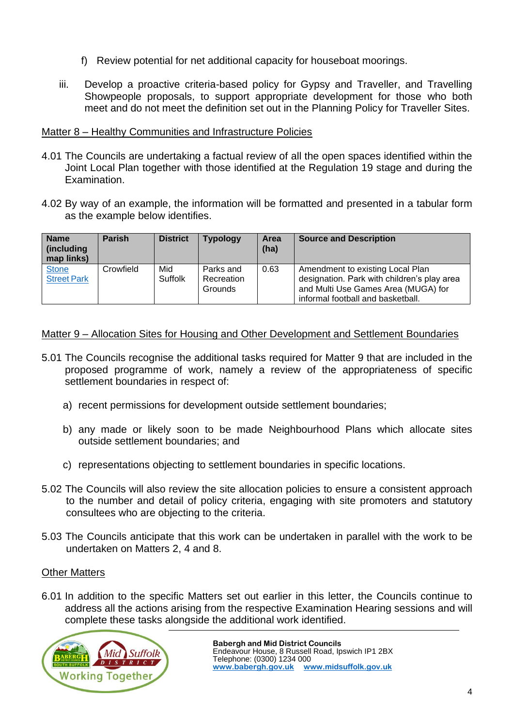f) Review potential for net additional capacity for houseboat moorings.

iii. Develop a proactive criteria-based policy for Gypsy and Traveller, and Travelling Showpeople proposals, to support appropriate development for those who both meet and do not meet the definition set out in the Planning Policy for Traveller Sites.

## Matter 8 – Healthy Communities and Infrastructure Policies

4.01 The Councils are undertaking a factual review of all the open spaces identified within the Joint Local Plan together with those identified at the Regulation 19 stage and during the Examination.

4.02 By way of an example, the information will be formatted and presented in a tabular form as the example below identifies.

| Name (including map links) | Parish | District | Typology | Area (ha) | Source and Description |
|---|---|---|---|---|---|
| Stone Street Park | Crowfield | Mid Suffolk | Parks and Recreation Grounds | 0.63 | Amendment to existing Local Plan designation. Park with children's play area and Multi Use Games Area (MUGA) for informal football and basketball. |

## Matter 9 – Allocation Sites for Housing and Other Development and Settlement Boundaries

5.01 The Councils recognise the additional tasks required for Matter 9 that are included in the proposed programme of work, namely a review of the appropriateness of specific settlement boundaries in respect of:

a) recent permissions for development outside settlement boundaries;

b) any made or likely soon to be made Neighbourhood Plans which allocate sites outside settlement boundaries; and

c) representations objecting to settlement boundaries in specific locations.

5.02 The Councils will also review the site allocation policies to ensure a consistent approach to the number and detail of policy criteria, engaging with site promoters and statutory consultees who are objecting to the criteria.

5.03 The Councils anticipate that this work can be undertaken in parallel with the work to be undertaken on Matters 2, 4 and 8.

## Other Matters

6.01 In addition to the specific Matters set out earlier in this letter, the Councils continue to address all the actions arising from the respective Examination Hearing sessions and will complete these tasks alongside the additional work identified.

**Babergh and Mid District Councils**
Endeavour House, 8 Russell Road, Ipswich IP1 2BX
Telephone: (0300) 1234 000
www.babergh.gov.uk www.midsuffolk.gov.uk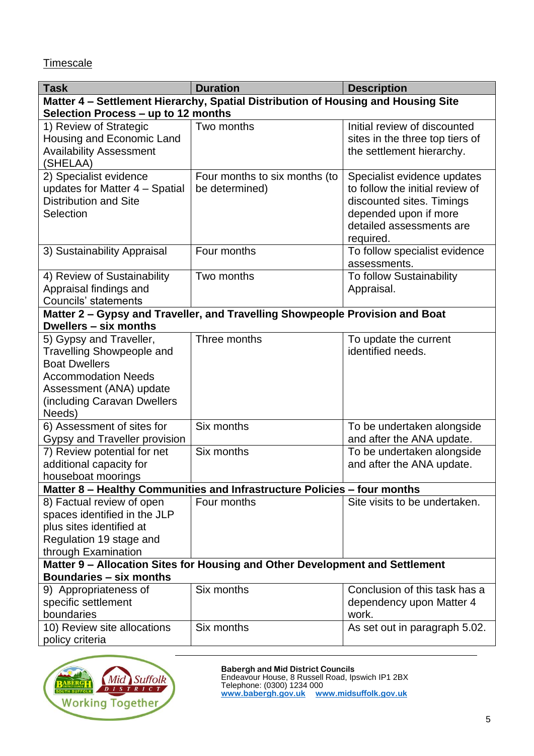<u>Timescale</u>

| Task | Duration | Description |
|---|---|---|
| **Matter 4 – Settlement Hierarchy, Spatial Distribution of Housing and Housing Site Selection Process – up to 12 months** | | |
| 1) Review of Strategic Housing and Economic Land Availability Assessment (SHELAA) | Two months | Initial review of discounted sites in the three top tiers of the settlement hierarchy. |
| 2) Specialist evidence updates for Matter 4 – Spatial Distribution and Site Selection | Four months to six months (to be determined) | Specialist evidence updates to follow the initial review of discounted sites. Timings depended upon if more detailed assessments are required. |
| 3) Sustainability Appraisal | Four months | To follow specialist evidence assessments. |
| 4) Review of Sustainability Appraisal findings and Councils' statements | Two months | To follow Sustainability Appraisal. |
| **Matter 2 – Gypsy and Traveller, and Travelling Showpeople Provision and Boat Dwellers – six months** | | |
| 5) Gypsy and Traveller, Travelling Showpeople and Boat Dwellers Accommodation Needs Assessment (ANA) update (including Caravan Dwellers Needs) | Three months | To update the current identified needs. |
| 6) Assessment of sites for Gypsy and Traveller provision | Six months | To be undertaken alongside and after the ANA update. |
| 7) Review potential for net additional capacity for houseboat moorings | Six months | To be undertaken alongside and after the ANA update. |
| **Matter 8 – Healthy Communities and Infrastructure Policies – four months** | | |
| 8) Factual review of open spaces identified in the JLP plus sites identified at Regulation 19 stage and through Examination | Four months | Site visits to be undertaken. |
| **Matter 9 – Allocation Sites for Housing and Other Development and Settlement Boundaries – six months** | | |
| 9) Appropriateness of specific settlement boundaries | Six months | Conclusion of this task has a dependency upon Matter 4 work. |
| 10) Review site allocations policy criteria | Six months | As set out in paragraph 5.02. |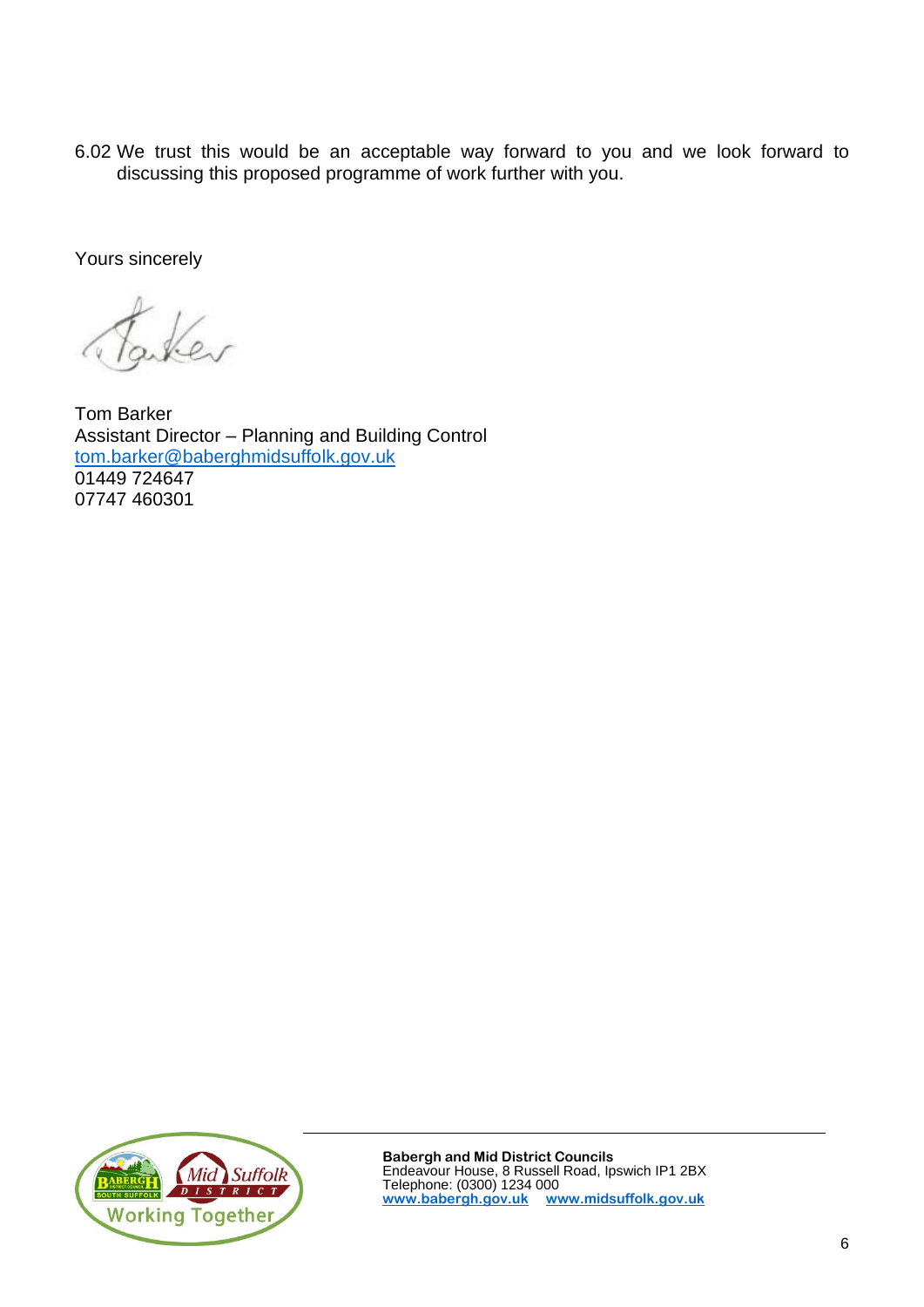6.02 We trust this would be an acceptable way forward to you and we look forward to discussing this proposed programme of work further with you.

Yours sincerely

Tom Barker
Assistant Director – Planning and Building Control
tom.barker@baberghmidsuffolk.gov.uk
01449 724647
07747 460301

**Babergh and Mid District Councils**
Endeavour House, 8 Russell Road, Ipswich IP1 2BX
Telephone: (0300) 1234 000
**www.babergh.gov.uk** **www.midsuffolk.gov.uk**